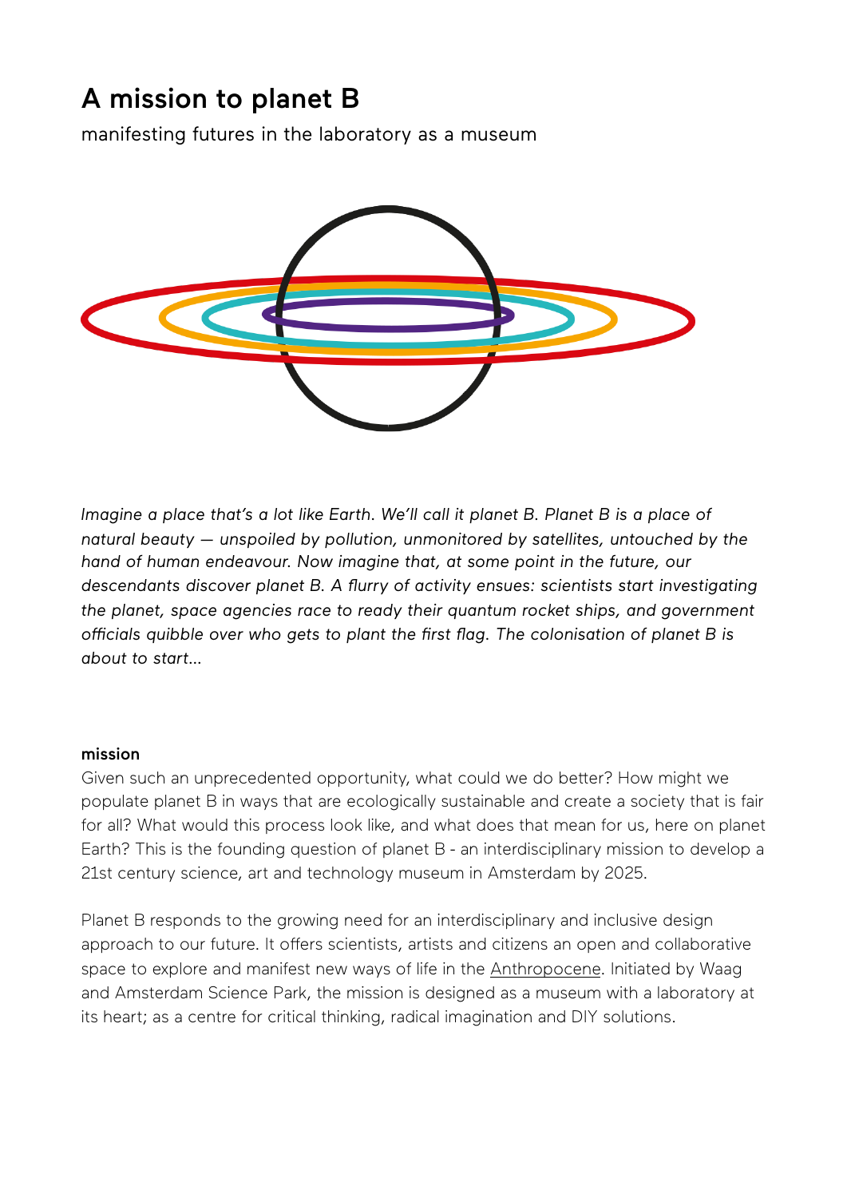# A mission to planet B

manifesting futures in the laboratory as a museum

*Imagine a place that's a lot like Earth. We'll call it planet B. Planet B is a place of natural beauty — unspoiled by pollution, unmonitored by satellites, untouched by the hand of human endeavour. Now imagine that, at some point in the future, our descendants discover planet B. A flurry of activity ensues: scientists start investigating the planet, space agencies race to ready their quantum rocket ships, and government officials quibble over who gets to plant the first flag. The colonisation of planet B is about to start...*

**mission**

Given such an unprecedented opportunity, what could we do better? How might we populate planet B in ways that are ecologically sustainable and create a society that is fair for all? What would this process look like, and what does that mean for us, here on planet Earth? This is the founding question of planet B - an interdisciplinary mission to develop a 21st century science, art and technology museum in Amsterdam by 2025.

Planet B responds to the growing need for an interdisciplinary and inclusive design approach to our future. It offers scientists, artists and citizens an open and collaborative space to explore and manifest new ways of life in the Anthropocene. Initiated by Waag and Amsterdam Science Park, the mission is designed as a museum with a laboratory at its heart; as a centre for critical thinking, radical imagination and DIY solutions.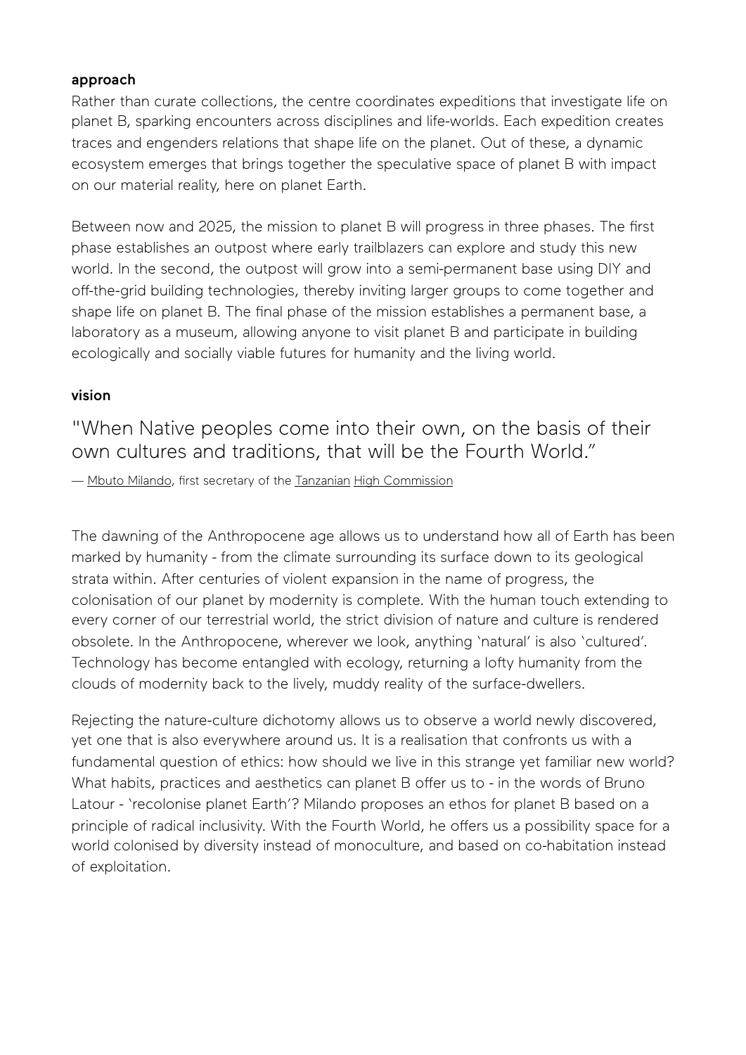**approach**

Rather than curate collections, the centre coordinates expeditions that investigate life on planet B, sparking encounters across disciplines and life-worlds. Each expedition creates traces and engenders relations that shape life on the planet. Out of these, a dynamic ecosystem emerges that brings together the speculative space of planet B with impact on our material reality, here on planet Earth.

Between now and 2025, the mission to planet B will progress in three phases. The first phase establishes an outpost where early trailblazers can explore and study this new world. In the second, the outpost will grow into a semi-permanent base using DIY and off-the-grid building technologies, thereby inviting larger groups to come together and shape life on planet B. The final phase of the mission establishes a permanent base, a laboratory as a museum, allowing anyone to visit planet B and participate in building ecologically and socially viable futures for humanity and the living world.

**vision**

"When Native peoples come into their own, on the basis of their own cultures and traditions, that will be the Fourth World."

— Mbuto Milando, first secretary of the Tanzanian High Commission

The dawning of the Anthropocene age allows us to understand how all of Earth has been marked by humanity - from the climate surrounding its surface down to its geological strata within. After centuries of violent expansion in the name of progress, the colonisation of our planet by modernity is complete. With the human touch extending to every corner of our terrestrial world, the strict division of nature and culture is rendered obsolete. In the Anthropocene, wherever we look, anything 'natural' is also 'cultured'. Technology has become entangled with ecology, returning a lofty humanity from the clouds of modernity back to the lively, muddy reality of the surface-dwellers.

Rejecting the nature-culture dichotomy allows us to observe a world newly discovered, yet one that is also everywhere around us. It is a realisation that confronts us with a fundamental question of ethics: how should we live in this strange yet familiar new world? What habits, practices and aesthetics can planet B offer us to - in the words of Bruno Latour - 'recolonise planet Earth'? Milando proposes an ethos for planet B based on a principle of radical inclusivity. With the Fourth World, he offers us a possibility space for a world colonised by diversity instead of monoculture, and based on co-habitation instead of exploitation.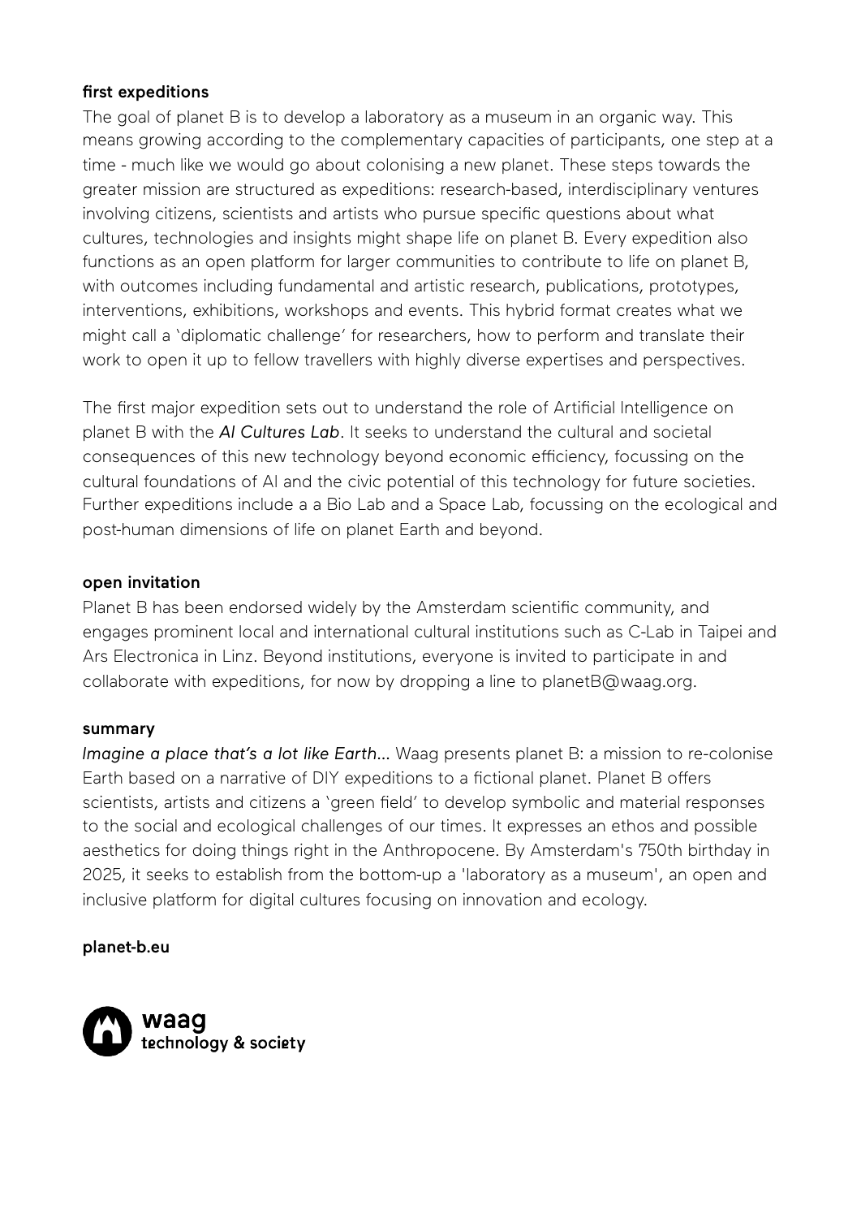**first expeditions**

The goal of planet B is to develop a laboratory as a museum in an organic way. This means growing according to the complementary capacities of participants, one step at a time - much like we would go about colonising a new planet. These steps towards the greater mission are structured as expeditions: research-based, interdisciplinary ventures involving citizens, scientists and artists who pursue specific questions about what cultures, technologies and insights might shape life on planet B. Every expedition also functions as an open platform for larger communities to contribute to life on planet B, with outcomes including fundamental and artistic research, publications, prototypes, interventions, exhibitions, workshops and events. This hybrid format creates what we might call a 'diplomatic challenge' for researchers, how to perform and translate their work to open it up to fellow travellers with highly diverse expertises and perspectives.

The first major expedition sets out to understand the role of Artificial Intelligence on planet B with the ***AI Cultures Lab***. It seeks to understand the cultural and societal consequences of this new technology beyond economic efficiency, focussing on the cultural foundations of AI and the civic potential of this technology for future societies. Further expeditions include a a Bio Lab and a Space Lab, focussing on the ecological and post-human dimensions of life on planet Earth and beyond.

**open invitation**

Planet B has been endorsed widely by the Amsterdam scientific community, and engages prominent local and international cultural institutions such as C-Lab in Taipei and Ars Electronica in Linz. Beyond institutions, everyone is invited to participate in and collaborate with expeditions, for now by dropping a line to planetB@waag.org.

**summary**

*Imagine a place that's a lot like Earth*... Waag presents planet B: a mission to re-colonise Earth based on a narrative of DIY expeditions to a fictional planet. Planet B offers scientists, artists and citizens a 'green field' to develop symbolic and material responses to the social and ecological challenges of our times. It expresses an ethos and possible aesthetics for doing things right in the Anthropocene. By Amsterdam's 750th birthday in 2025, it seeks to establish from the bottom-up a 'laboratory as a museum', an open and inclusive platform for digital cultures focusing on innovation and ecology.

**planet-b.eu**

waag
technology & society